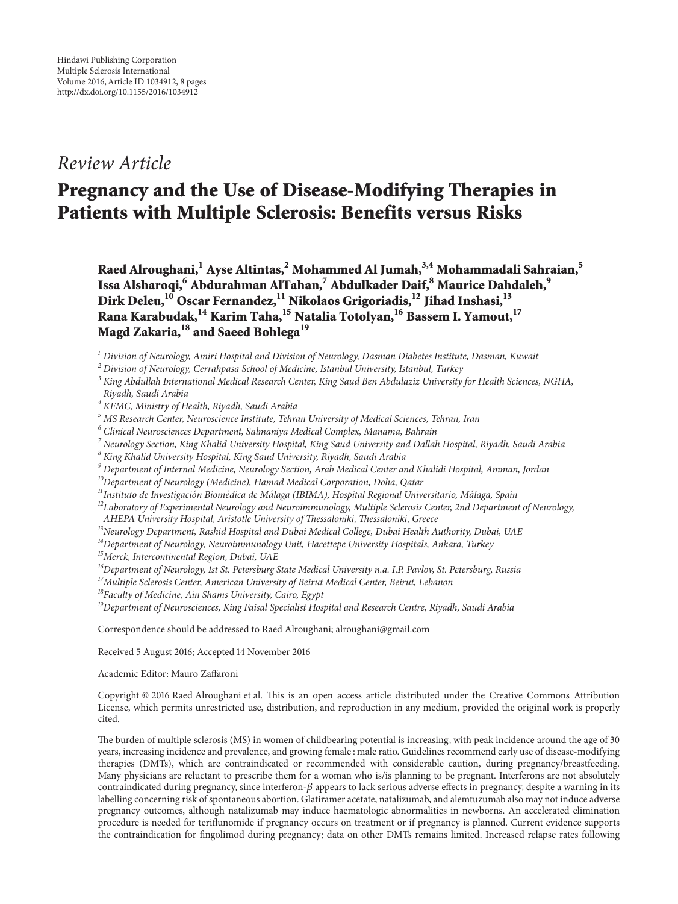Hindawi Publishing Corporation
Multiple Sclerosis International
Volume 2016, Article ID 1034912, 8 pages
http://dx.doi.org/10.1155/2016/1034912

*Review Article*

# Pregnancy and the Use of Disease-Modifying Therapies in Patients with Multiple Sclerosis: Benefits versus Risks

**Raed Alroughani,[1] Ayse Altintas,[2] Mohammed Al Jumah,[3,4] Mohammadali Sahraian,[5] Issa Alsharoqi,[6] Abdurahman AlTahan,[7] Abdulkader Daif,[8] Maurice Dahdaleh,[9] Dirk Deleu,[10] Oscar Fernandez,[11] Nikolaos Grigoriadis,[12] Jihad Inshasi,[13] Rana Karabudak,[14] Karim Taha,[15] Natalia Totolyan,[16] Bassem I. Yamout,[17] Magd Zakaria,[18] and Saeed Bohlega[19]**

[1] *Division of Neurology, Amiri Hospital and Division of Neurology, Dasman Diabetes Institute, Dasman, Kuwait*
[2] *Division of Neurology, Cerrahpasa School of Medicine, Istanbul University, Istanbul, Turkey*
[3] *King Abdullah International Medical Research Center, King Saud Ben Abdulaziz University for Health Sciences, NGHA, Riyadh, Saudi Arabia*
[4] *KFMC, Ministry of Health, Riyadh, Saudi Arabia*
[5] *MS Research Center, Neuroscience Institute, Tehran University of Medical Sciences, Tehran, Iran*
[6] *Clinical Neurosciences Department, Salmaniya Medical Complex, Manama, Bahrain*
[7] *Neurology Section, King Khalid University Hospital, King Saud University and Dallah Hospital, Riyadh, Saudi Arabia*
[8] *King Khalid University Hospital, King Saud University, Riyadh, Saudi Arabia*
[9] *Department of Internal Medicine, Neurology Section, Arab Medical Center and Khalidi Hospital, Amman, Jordan*
[10] *Department of Neurology (Medicine), Hamad Medical Corporation, Doha, Qatar*
[11] *Instituto de Investigación Biomédica de Málaga (IBIMA), Hospital Regional Universitario, Málaga, Spain*
[12] *Laboratory of Experimental Neurology and Neuroimmunology, Multiple Sclerosis Center, 2nd Department of Neurology, AHEPA University Hospital, Aristotle University of Thessaloniki, Thessaloniki, Greece*
[13] *Neurology Department, Rashid Hospital and Dubai Medical College, Dubai Health Authority, Dubai, UAE*
[14] *Department of Neurology, Neuroimmunology Unit, Hacettepe University Hospitals, Ankara, Turkey*
[15] *Merck, Intercontinental Region, Dubai, UAE*
[16] *Department of Neurology, 1st St. Petersburg State Medical University n.a. I.P. Pavlov, St. Petersburg, Russia*
[17] *Multiple Sclerosis Center, American University of Beirut Medical Center, Beirut, Lebanon*
[18] *Faculty of Medicine, Ain Shams University, Cairo, Egypt*
[19] *Department of Neurosciences, King Faisal Specialist Hospital and Research Centre, Riyadh, Saudi Arabia*

Correspondence should be addressed to Raed Alroughani; alroughani@gmail.com

Received 5 August 2016; Accepted 14 November 2016

Academic Editor: Mauro Zaffaroni

Copyright © 2016 Raed Alroughani et al. This is an open access article distributed under the Creative Commons Attribution License, which permits unrestricted use, distribution, and reproduction in any medium, provided the original work is properly cited.

The burden of multiple sclerosis (MS) in women of childbearing potential is increasing, with peak incidence around the age of 30 years, increasing incidence and prevalence, and growing female : male ratio. Guidelines recommend early use of disease-modifying therapies (DMTs), which are contraindicated or recommended with considerable caution, during pregnancy/breastfeeding. Many physicians are reluctant to prescribe them for a woman who is/is planning to be pregnant. Interferons are not absolutely contraindicated during pregnancy, since interferon-$\beta$ appears to lack serious adverse effects in pregnancy, despite a warning in its labelling concerning risk of spontaneous abortion. Glatiramer acetate, natalizumab, and alemtuzumab also may not induce adverse pregnancy outcomes, although natalizumab may induce haematologic abnormalities in newborns. An accelerated elimination procedure is needed for teriflunomide if pregnancy occurs on treatment or if pregnancy is planned. Current evidence supports the contraindication for fingolimod during pregnancy; data on other DMTs remains limited. Increased relapse rates following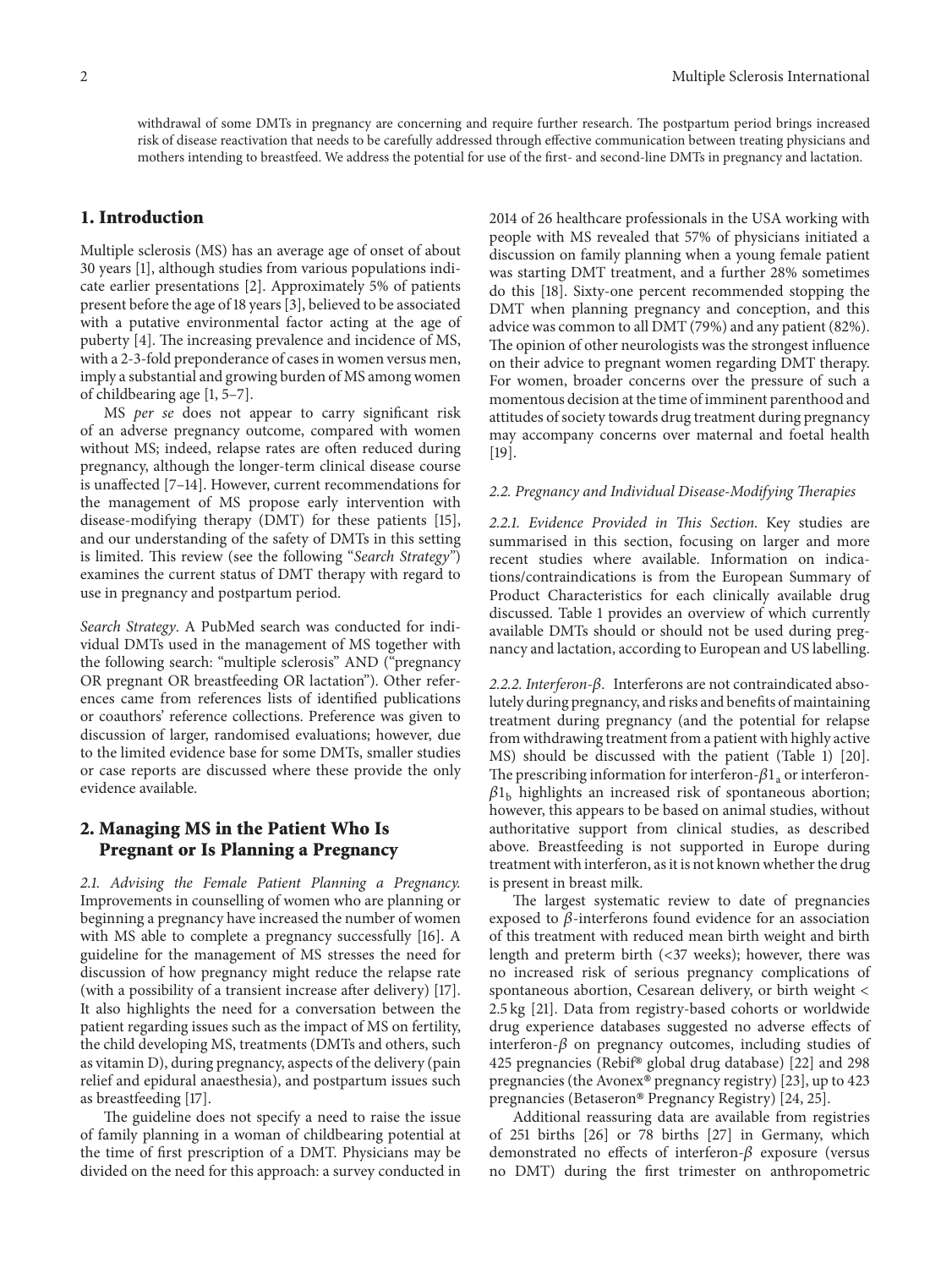withdrawal of some DMTs in pregnancy are concerning and require further research. The postpartum period brings increased risk of disease reactivation that needs to be carefully addressed through effective communication between treating physicians and mothers intending to breastfeed. We address the potential for use of the first- and second-line DMTs in pregnancy and lactation.

## 1. Introduction

Multiple sclerosis (MS) has an average age of onset of about 30 years [1], although studies from various populations indicate earlier presentations [2]. Approximately 5% of patients present before the age of 18 years [3], believed to be associated with a putative environmental factor acting at the age of puberty [4]. The increasing prevalence and incidence of MS, with a 2-3-fold preponderance of cases in women versus men, imply a substantial and growing burden of MS among women of childbearing age [1, 5–7].

MS *per se* does not appear to carry significant risk of an adverse pregnancy outcome, compared with women without MS; indeed, relapse rates are often reduced during pregnancy, although the longer-term clinical disease course is unaffected [7–14]. However, current recommendations for the management of MS propose early intervention with disease-modifying therapy (DMT) for these patients [15], and our understanding of the safety of DMTs in this setting is limited. This review (see the following "*Search Strategy*") examines the current status of DMT therapy with regard to use in pregnancy and postpartum period.

*Search Strategy*. A PubMed search was conducted for individual DMTs used in the management of MS together with the following search: "multiple sclerosis" AND ("pregnancy OR pregnant OR breastfeeding OR lactation"). Other references came from references lists of identified publications or coauthors' reference collections. Preference was given to discussion of larger, randomised evaluations; however, due to the limited evidence base for some DMTs, smaller studies or case reports are discussed where these provide the only evidence available.

## 2. Managing MS in the Patient Who Is Pregnant or Is Planning a Pregnancy

*2.1. Advising the Female Patient Planning a Pregnancy.* Improvements in counselling of women who are planning or beginning a pregnancy have increased the number of women with MS able to complete a pregnancy successfully [16]. A guideline for the management of MS stresses the need for discussion of how pregnancy might reduce the relapse rate (with a possibility of a transient increase after delivery) [17]. It also highlights the need for a conversation between the patient regarding issues such as the impact of MS on fertility, the child developing MS, treatments (DMTs and others, such as vitamin D), during pregnancy, aspects of the delivery (pain relief and epidural anaesthesia), and postpartum issues such as breastfeeding [17].

The guideline does not specify a need to raise the issue of family planning in a woman of childbearing potential at the time of first prescription of a DMT. Physicians may be divided on the need for this approach: a survey conducted in 2014 of 26 healthcare professionals in the USA working with people with MS revealed that 57% of physicians initiated a discussion on family planning when a young female patient was starting DMT treatment, and a further 28% sometimes do this [18]. Sixty-one percent recommended stopping the DMT when planning pregnancy and conception, and this advice was common to all DMT (79%) and any patient (82%). The opinion of other neurologists was the strongest influence on their advice to pregnant women regarding DMT therapy. For women, broader concerns over the pressure of such a momentous decision at the time of imminent parenthood and attitudes of society towards drug treatment during pregnancy may accompany concerns over maternal and foetal health [19].

*2.2. Pregnancy and Individual Disease-Modifying Therapies*

*2.2.1. Evidence Provided in This Section.* Key studies are summarised in this section, focusing on larger and more recent studies where available. Information on indications/contraindications is from the European Summary of Product Characteristics for each clinically available drug discussed. Table 1 provides an overview of which currently available DMTs should or should not be used during pregnancy and lactation, according to European and US labelling.

*2.2.2. Interferon-$\beta$.* Interferons are not contraindicated absolutely during pregnancy, and risks and benefits of maintaining treatment during pregnancy (and the potential for relapse from withdrawing treatment from a patient with highly active MS) should be discussed with the patient (Table 1) [20]. The prescribing information for interferon-$\beta 1_a$ or interferon-$\beta 1_b$ highlights an increased risk of spontaneous abortion; however, this appears to be based on animal studies, without authoritative support from clinical studies, as described above. Breastfeeding is not supported in Europe during treatment with interferon, as it is not known whether the drug is present in breast milk.

The largest systematic review to date of pregnancies exposed to $\beta$-interferons found evidence for an association of this treatment with reduced mean birth weight and birth length and preterm birth (<37 weeks); however, there was no increased risk of serious pregnancy complications of spontaneous abortion, Cesarean delivery, or birth weight < 2.5 kg [21]. Data from registry-based cohorts or worldwide drug experience databases suggested no adverse effects of interferon-$\beta$ on pregnancy outcomes, including studies of 425 pregnancies (Rebif® global drug database) [22] and 298 pregnancies (the Avonex® pregnancy registry) [23], up to 423 pregnancies (Betaseron® Pregnancy Registry) [24, 25].

Additional reassuring data are available from registries of 251 births [26] or 78 births [27] in Germany, which demonstrated no effects of interferon-$\beta$ exposure (versus no DMT) during the first trimester on anthropometric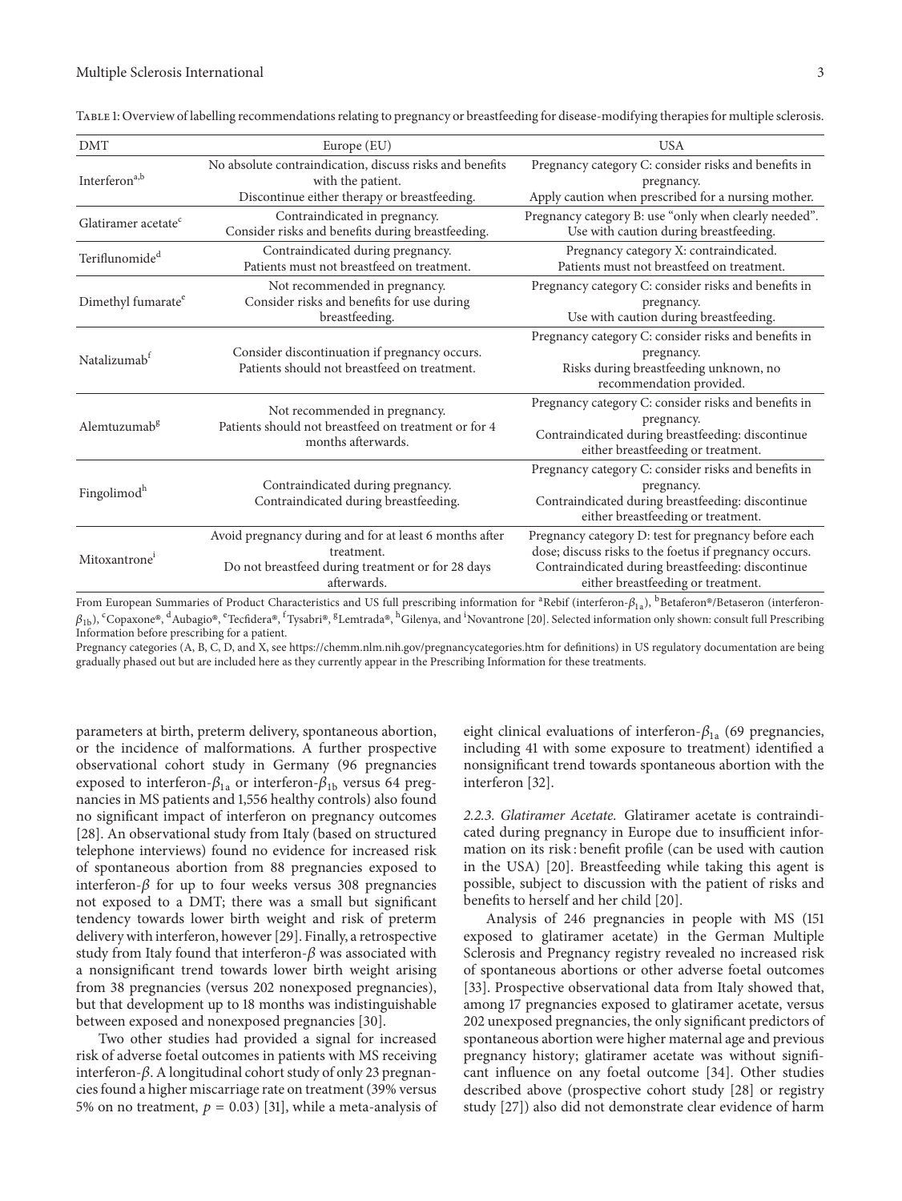Table 1: Overview of labelling recommendations relating to pregnancy or breastfeeding for disease-modifying therapies for multiple sclerosis.

| DMT | Europe (EU) | USA |
|---|---|---|
| Interferon[a,b] | No absolute contraindication, discuss risks and benefits with the patient. Discontinue either therapy or breastfeeding. | Pregnancy category C: consider risks and benefits in pregnancy. Apply caution when prescribed for a nursing mother. |
| Glatiramer acetate[c] | Contraindicated in pregnancy. Consider risks and benefits during breastfeeding. | Pregnancy category B: use "only when clearly needed". Use with caution during breastfeeding. |
| Teriflunomide[d] | Contraindicated during pregnancy. Patients must not breastfeed on treatment. | Pregnancy category X: contraindicated. Patients must not breastfeed on treatment. |
| Dimethyl fumarate[e] | Not recommended in pregnancy. Consider risks and benefits for use during breastfeeding. | Pregnancy category C: consider risks and benefits in pregnancy. Use with caution during breastfeeding. |
| Natalizumab[f] | Consider discontinuation if pregnancy occurs. Patients should not breastfeed on treatment. | Pregnancy category C: consider risks and benefits in pregnancy. Risks during breastfeeding unknown, no recommendation provided. |
| Alemtuzumab[g] | Not recommended in pregnancy. Patients should not breastfeed on treatment or for 4 months afterwards. | Pregnancy category C: consider risks and benefits in pregnancy. Contraindicated during breastfeeding: discontinue either breastfeeding or treatment. |
| Fingolimod[h] | Contraindicated during pregnancy. Contraindicated during breastfeeding. | Pregnancy category C: consider risks and benefits in pregnancy. Contraindicated during breastfeeding: discontinue either breastfeeding or treatment. |
| Mitoxantrone[i] | Avoid pregnancy during and for at least 6 months after treatment. Do not breastfeed during treatment or for 28 days afterwards. | Pregnancy category D: test for pregnancy before each dose; discuss risks to the foetus if pregnancy occurs. Contraindicated during breastfeeding: discontinue either breastfeeding or treatment. |

From European Summaries of Product Characteristics and US full prescribing information for [a]Rebif (interferon-$\beta_{1a}$), [b]Betaferon®/Betaseron (interferon-$\beta_{1b}$), [c]Copaxone®, [d]Aubagio®, [e]Tecfidera®, [f]Tysabri®, [g]Lemtrada®, [h]Gilenya, and [i]Novantrone [20]. Selected information only shown: consult full Prescribing Information before prescribing for a patient.

Pregnancy categories (A, B, C, D, and X, see https://chemm.nlm.nih.gov/pregnancycategories.htm for definitions) in US regulatory documentation are being gradually phased out but are included here as they currently appear in the Prescribing Information for these treatments.

parameters at birth, preterm delivery, spontaneous abortion, or the incidence of malformations. A further prospective observational cohort study in Germany (96 pregnancies exposed to interferon-$\beta_{1a}$ or interferon-$\beta_{1b}$ versus 64 pregnancies in MS patients and 1,556 healthy controls) also found no significant impact of interferon on pregnancy outcomes [28]. An observational study from Italy (based on structured telephone interviews) found no evidence for increased risk of spontaneous abortion from 88 pregnancies exposed to interferon-$\beta$ for up to four weeks versus 308 pregnancies not exposed to a DMT; there was a small but significant tendency towards lower birth weight and risk of preterm delivery with interferon, however [29]. Finally, a retrospective study from Italy found that interferon-$\beta$ was associated with a nonsignificant trend towards lower birth weight arising from 38 pregnancies (versus 202 nonexposed pregnancies), but that development up to 18 months was indistinguishable between exposed and nonexposed pregnancies [30].

Two other studies had provided a signal for increased risk of adverse foetal outcomes in patients with MS receiving interferon-$\beta$. A longitudinal cohort study of only 23 pregnancies found a higher miscarriage rate on treatment (39% versus 5% on no treatment, $p = 0.03$) [31], while a meta-analysis of eight clinical evaluations of interferon-$\beta_{1a}$ (69 pregnancies, including 41 with some exposure to treatment) identified a nonsignificant trend towards spontaneous abortion with the interferon [32].

*2.2.3. Glatiramer Acetate.* Glatiramer acetate is contraindicated during pregnancy in Europe due to insufficient information on its risk : benefit profile (can be used with caution in the USA) [20]. Breastfeeding while taking this agent is possible, subject to discussion with the patient of risks and benefits to herself and her child [20].

Analysis of 246 pregnancies in people with MS (151 exposed to glatiramer acetate) in the German Multiple Sclerosis and Pregnancy registry revealed no increased risk of spontaneous abortions or other adverse foetal outcomes [33]. Prospective observational data from Italy showed that, among 17 pregnancies exposed to glatiramer acetate, versus 202 unexposed pregnancies, the only significant predictors of spontaneous abortion were higher maternal age and previous pregnancy history; glatiramer acetate was without significant influence on any foetal outcome [34]. Other studies described above (prospective cohort study [28] or registry study [27]) also did not demonstrate clear evidence of harm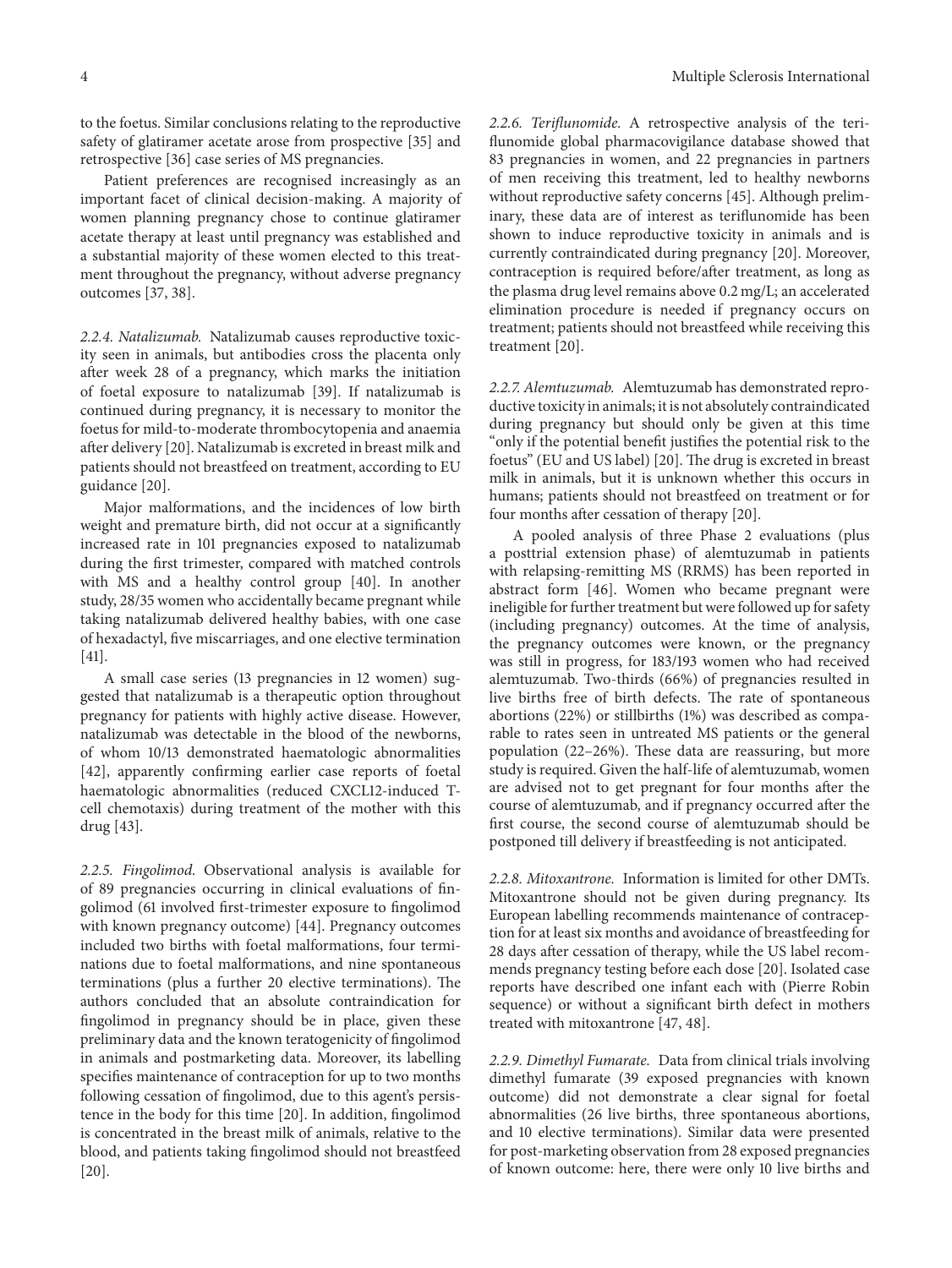to the foetus. Similar conclusions relating to the reproductive safety of glatiramer acetate arose from prospective [35] and retrospective [36] case series of MS pregnancies.

Patient preferences are recognised increasingly as an important facet of clinical decision-making. A majority of women planning pregnancy chose to continue glatiramer acetate therapy at least until pregnancy was established and a substantial majority of these women elected to this treatment throughout the pregnancy, without adverse pregnancy outcomes [37, 38].

*2.2.4. Natalizumab.* Natalizumab causes reproductive toxicity seen in animals, but antibodies cross the placenta only after week 28 of a pregnancy, which marks the initiation of foetal exposure to natalizumab [39]. If natalizumab is continued during pregnancy, it is necessary to monitor the foetus for mild-to-moderate thrombocytopenia and anaemia after delivery [20]. Natalizumab is excreted in breast milk and patients should not breastfeed on treatment, according to EU guidance [20].

Major malformations, and the incidences of low birth weight and premature birth, did not occur at a significantly increased rate in 101 pregnancies exposed to natalizumab during the first trimester, compared with matched controls with MS and a healthy control group [40]. In another study, 28/35 women who accidentally became pregnant while taking natalizumab delivered healthy babies, with one case of hexadactyl, five miscarriages, and one elective termination [41].

A small case series (13 pregnancies in 12 women) suggested that natalizumab is a therapeutic option throughout pregnancy for patients with highly active disease. However, natalizumab was detectable in the blood of the newborns, of whom 10/13 demonstrated haematologic abnormalities [42], apparently confirming earlier case reports of foetal haematologic abnormalities (reduced CXCL12-induced T-cell chemotaxis) during treatment of the mother with this drug [43].

*2.2.5. Fingolimod.* Observational analysis is available for of 89 pregnancies occurring in clinical evaluations of fingolimod (61 involved first-trimester exposure to fingolimod with known pregnancy outcome) [44]. Pregnancy outcomes included two births with foetal malformations, four terminations due to foetal malformations, and nine spontaneous terminations (plus a further 20 elective terminations). The authors concluded that an absolute contraindication for fingolimod in pregnancy should be in place, given these preliminary data and the known teratogenicity of fingolimod in animals and postmarketing data. Moreover, its labelling specifies maintenance of contraception for up to two months following cessation of fingolimod, due to this agent's persistence in the body for this time [20]. In addition, fingolimod is concentrated in the breast milk of animals, relative to the blood, and patients taking fingolimod should not breastfeed [20].

*2.2.6. Teriflunomide.* A retrospective analysis of the teriflunomide global pharmacovigilance database showed that 83 pregnancies in women, and 22 pregnancies in partners of men receiving this treatment, led to healthy newborns without reproductive safety concerns [45]. Although preliminary, these data are of interest as teriflunomide has been shown to induce reproductive toxicity in animals and is currently contraindicated during pregnancy [20]. Moreover, contraception is required before/after treatment, as long as the plasma drug level remains above 0.2 mg/L; an accelerated elimination procedure is needed if pregnancy occurs on treatment; patients should not breastfeed while receiving this treatment [20].

*2.2.7. Alemtuzumab.* Alemtuzumab has demonstrated reproductive toxicity in animals; it is not absolutely contraindicated during pregnancy but should only be given at this time "only if the potential benefit justifies the potential risk to the foetus" (EU and US label) [20]. The drug is excreted in breast milk in animals, but it is unknown whether this occurs in humans; patients should not breastfeed on treatment or for four months after cessation of therapy [20].

A pooled analysis of three Phase 2 evaluations (plus a posttrial extension phase) of alemtuzumab in patients with relapsing-remitting MS (RRMS) has been reported in abstract form [46]. Women who became pregnant were ineligible for further treatment but were followed up for safety (including pregnancy) outcomes. At the time of analysis, the pregnancy outcomes were known, or the pregnancy was still in progress, for 183/193 women who had received alemtuzumab. Two-thirds (66%) of pregnancies resulted in live births free of birth defects. The rate of spontaneous abortions (22%) or stillbirths (1%) was described as comparable to rates seen in untreated MS patients or the general population (22–26%). These data are reassuring, but more study is required. Given the half-life of alemtuzumab, women are advised not to get pregnant for four months after the course of alemtuzumab, and if pregnancy occurred after the first course, the second course of alemtuzumab should be postponed till delivery if breastfeeding is not anticipated.

*2.2.8. Mitoxantrone.* Information is limited for other DMTs. Mitoxantrone should not be given during pregnancy. Its European labelling recommends maintenance of contraception for at least six months and avoidance of breastfeeding for 28 days after cessation of therapy, while the US label recommends pregnancy testing before each dose [20]. Isolated case reports have described one infant each with (Pierre Robin sequence) or without a significant birth defect in mothers treated with mitoxantrone [47, 48].

*2.2.9. Dimethyl Fumarate.* Data from clinical trials involving dimethyl fumarate (39 exposed pregnancies with known outcome) did not demonstrate a clear signal for foetal abnormalities (26 live births, three spontaneous abortions, and 10 elective terminations). Similar data were presented for post-marketing observation from 28 exposed pregnancies of known outcome: here, there were only 10 live births and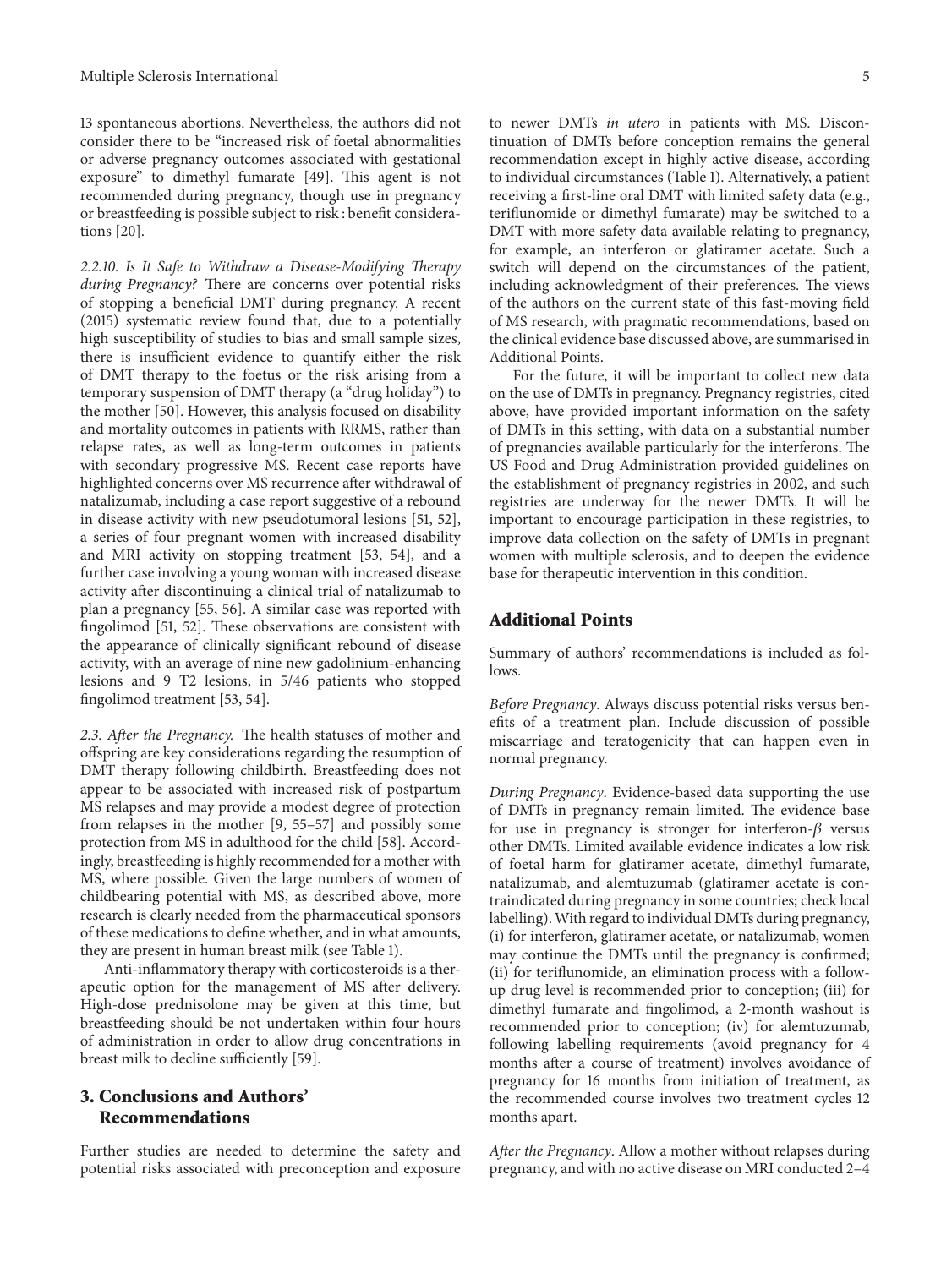13 spontaneous abortions. Nevertheless, the authors did not consider there to be "increased risk of foetal abnormalities or adverse pregnancy outcomes associated with gestational exposure" to dimethyl fumarate [49]. This agent is not recommended during pregnancy, though use in pregnancy or breastfeeding is possible subject to risk : benefit considerations [20].

*2.2.10. Is It Safe to Withdraw a Disease-Modifying Therapy during Pregnancy?* There are concerns over potential risks of stopping a beneficial DMT during pregnancy. A recent (2015) systematic review found that, due to a potentially high susceptibility of studies to bias and small sample sizes, there is insufficient evidence to quantify either the risk of DMT therapy to the foetus or the risk arising from a temporary suspension of DMT therapy (a "drug holiday") to the mother [50]. However, this analysis focused on disability and mortality outcomes in patients with RRMS, rather than relapse rates, as well as long-term outcomes in patients with secondary progressive MS. Recent case reports have highlighted concerns over MS recurrence after withdrawal of natalizumab, including a case report suggestive of a rebound in disease activity with new pseudotumoral lesions [51, 52], a series of four pregnant women with increased disability and MRI activity on stopping treatment [53, 54], and a further case involving a young woman with increased disease activity after discontinuing a clinical trial of natalizumab to plan a pregnancy [55, 56]. A similar case was reported with fingolimod [51, 52]. These observations are consistent with the appearance of clinically significant rebound of disease activity, with an average of nine new gadolinium-enhancing lesions and 9 T2 lesions, in 5/46 patients who stopped fingolimod treatment [53, 54].

*2.3. After the Pregnancy.* The health statuses of mother and offspring are key considerations regarding the resumption of DMT therapy following childbirth. Breastfeeding does not appear to be associated with increased risk of postpartum MS relapses and may provide a modest degree of protection from relapses in the mother [9, 55–57] and possibly some protection from MS in adulthood for the child [58]. Accordingly, breastfeeding is highly recommended for a mother with MS, where possible. Given the large numbers of women of childbearing potential with MS, as described above, more research is clearly needed from the pharmaceutical sponsors of these medications to define whether, and in what amounts, they are present in human breast milk (see Table 1).

Anti-inflammatory therapy with corticosteroids is a therapeutic option for the management of MS after delivery. High-dose prednisolone may be given at this time, but breastfeeding should be not undertaken within four hours of administration in order to allow drug concentrations in breast milk to decline sufficiently [59].

## 3. Conclusions and Authors' Recommendations

Further studies are needed to determine the safety and potential risks associated with preconception and exposure to newer DMTs *in utero* in patients with MS. Discontinuation of DMTs before conception remains the general recommendation except in highly active disease, according to individual circumstances (Table 1). Alternatively, a patient receiving a first-line oral DMT with limited safety data (e.g., teriflunomide or dimethyl fumarate) may be switched to a DMT with more safety data available relating to pregnancy, for example, an interferon or glatiramer acetate. Such a switch will depend on the circumstances of the patient, including acknowledgment of their preferences. The views of the authors on the current state of this fast-moving field of MS research, with pragmatic recommendations, based on the clinical evidence base discussed above, are summarised in Additional Points.

For the future, it will be important to collect new data on the use of DMTs in pregnancy. Pregnancy registries, cited above, have provided important information on the safety of DMTs in this setting, with data on a substantial number of pregnancies available particularly for the interferons. The US Food and Drug Administration provided guidelines on the establishment of pregnancy registries in 2002, and such registries are underway for the newer DMTs. It will be important to encourage participation in these registries, to improve data collection on the safety of DMTs in pregnant women with multiple sclerosis, and to deepen the evidence base for therapeutic intervention in this condition.

## Additional Points

Summary of authors' recommendations is included as follows.

*Before Pregnancy*. Always discuss potential risks versus benefits of a treatment plan. Include discussion of possible miscarriage and teratogenicity that can happen even in normal pregnancy.

*During Pregnancy*. Evidence-based data supporting the use of DMTs in pregnancy remain limited. The evidence base for use in pregnancy is stronger for interferon-$\beta$ versus other DMTs. Limited available evidence indicates a low risk of foetal harm for glatiramer acetate, dimethyl fumarate, natalizumab, and alemtuzumab (glatiramer acetate is contraindicated during pregnancy in some countries; check local labelling). With regard to individual DMTs during pregnancy, (i) for interferon, glatiramer acetate, or natalizumab, women may continue the DMTs until the pregnancy is confirmed; (ii) for teriflunomide, an elimination process with a follow-up drug level is recommended prior to conception; (iii) for dimethyl fumarate and fingolimod, a 2-month washout is recommended prior to conception; (iv) for alemtuzumab, following labelling requirements (avoid pregnancy for 4 months after a course of treatment) involves avoidance of pregnancy for 16 months from initiation of treatment, as the recommended course involves two treatment cycles 12 months apart.

*After the Pregnancy*. Allow a mother without relapses during pregnancy, and with no active disease on MRI conducted 2–4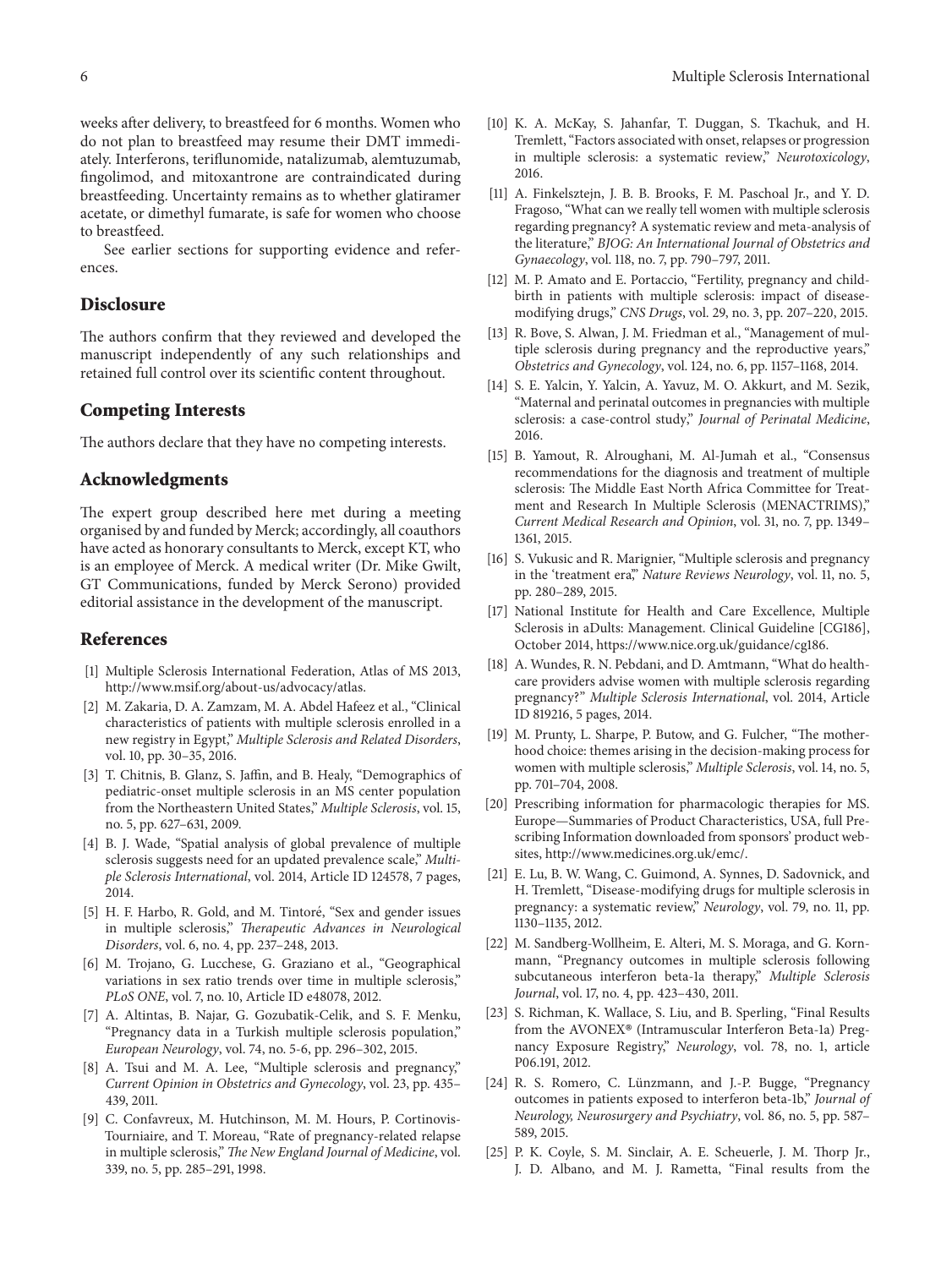weeks after delivery, to breastfeed for 6 months. Women who do not plan to breastfeed may resume their DMT immediately. Interferons, teriflunomide, natalizumab, alemtuzumab, fingolimod, and mitoxantrone are contraindicated during breastfeeding. Uncertainty remains as to whether glatiramer acetate, or dimethyl fumarate, is safe for women who choose to breastfeed.

See earlier sections for supporting evidence and references.

## Disclosure

The authors confirm that they reviewed and developed the manuscript independently of any such relationships and retained full control over its scientific content throughout.

## Competing Interests

The authors declare that they have no competing interests.

## Acknowledgments

The expert group described here met during a meeting organised by and funded by Merck; accordingly, all coauthors have acted as honorary consultants to Merck, except KT, who is an employee of Merck. A medical writer (Dr. Mike Gwilt, GT Communications, funded by Merck Serono) provided editorial assistance in the development of the manuscript.

## References

[1] Multiple Sclerosis International Federation, Atlas of MS 2013, http://www.msif.org/about-us/advocacy/atlas.

[2] M. Zakaria, D. A. Zamzam, M. A. Abdel Hafeez et al., "Clinical characteristics of patients with multiple sclerosis enrolled in a new registry in Egypt," *Multiple Sclerosis and Related Disorders*, vol. 10, pp. 30–35, 2016.

[3] T. Chitnis, B. Glanz, S. Jaffin, and B. Healy, "Demographics of pediatric-onset multiple sclerosis in an MS center population from the Northeastern United States," *Multiple Sclerosis*, vol. 15, no. 5, pp. 627–631, 2009.

[4] B. J. Wade, "Spatial analysis of global prevalence of multiple sclerosis suggests need for an updated prevalence scale," *Multiple Sclerosis International*, vol. 2014, Article ID 124578, 7 pages, 2014.

[5] H. F. Harbo, R. Gold, and M. Tintoré, "Sex and gender issues in multiple sclerosis," *Therapeutic Advances in Neurological Disorders*, vol. 6, no. 4, pp. 237–248, 2013.

[6] M. Trojano, G. Lucchese, G. Graziano et al., "Geographical variations in sex ratio trends over time in multiple sclerosis," *PLoS ONE*, vol. 7, no. 10, Article ID e48078, 2012.

[7] A. Altintas, B. Najar, G. Gozubatik-Celik, and S. F. Menku, "Pregnancy data in a Turkish multiple sclerosis population," *European Neurology*, vol. 74, no. 5-6, pp. 296–302, 2015.

[8] A. Tsui and M. A. Lee, "Multiple sclerosis and pregnancy," *Current Opinion in Obstetrics and Gynecology*, vol. 23, pp. 435–439, 2011.

[9] C. Confavreux, M. Hutchinson, M. M. Hours, P. Cortinovis-Tourniaire, and T. Moreau, "Rate of pregnancy-related relapse in multiple sclerosis," *The New England Journal of Medicine*, vol. 339, no. 5, pp. 285–291, 1998.

[10] K. A. McKay, S. Jahanfar, T. Duggan, S. Tkachuk, and H. Tremlett, "Factors associated with onset, relapses or progression in multiple sclerosis: a systematic review," *Neurotoxicology*, 2016.

[11] A. Finkelsztejn, J. B. B. Brooks, F. M. Paschoal Jr., and Y. D. Fragoso, "What can we really tell women with multiple sclerosis regarding pregnancy? A systematic review and meta-analysis of the literature," *BJOG: An International Journal of Obstetrics and Gynaecology*, vol. 118, no. 7, pp. 790–797, 2011.

[12] M. P. Amato and E. Portaccio, "Fertility, pregnancy and childbirth in patients with multiple sclerosis: impact of disease-modifying drugs," *CNS Drugs*, vol. 29, no. 3, pp. 207–220, 2015.

[13] R. Bove, S. Alwan, J. M. Friedman et al., "Management of multiple sclerosis during pregnancy and the reproductive years," *Obstetrics and Gynecology*, vol. 124, no. 6, pp. 1157–1168, 2014.

[14] S. E. Yalcin, Y. Yalcin, A. Yavuz, M. O. Akkurt, and M. Sezik, "Maternal and perinatal outcomes in pregnancies with multiple sclerosis: a case-control study," *Journal of Perinatal Medicine*, 2016.

[15] B. Yamout, R. Alroughani, M. Al-Jumah et al., "Consensus recommendations for the diagnosis and treatment of multiple sclerosis: The Middle East North Africa Committee for Treatment and Research In Multiple Sclerosis (MENACTRIMS)," *Current Medical Research and Opinion*, vol. 31, no. 7, pp. 1349–1361, 2015.

[16] S. Vukusic and R. Marignier, "Multiple sclerosis and pregnancy in the 'treatment era'," *Nature Reviews Neurology*, vol. 11, no. 5, pp. 280–289, 2015.

[17] National Institute for Health and Care Excellence, Multiple Sclerosis in aDults: Management. Clinical Guideline [CG186], October 2014, https://www.nice.org.uk/guidance/cg186.

[18] A. Wundes, R. N. Pebdani, and D. Amtmann, "What do healthcare providers advise women with multiple sclerosis regarding pregnancy?" *Multiple Sclerosis International*, vol. 2014, Article ID 819216, 5 pages, 2014.

[19] M. Prunty, L. Sharpe, P. Butow, and G. Fulcher, "The motherhood choice: themes arising in the decision-making process for women with multiple sclerosis," *Multiple Sclerosis*, vol. 14, no. 5, pp. 701–704, 2008.

[20] Prescribing information for pharmacologic therapies for MS. Europe—Summaries of Product Characteristics, USA, full Prescribing Information downloaded from sponsors' product websites, http://www.medicines.org.uk/emc/.

[21] E. Lu, B. W. Wang, C. Guimond, A. Synnes, D. Sadovnick, and H. Tremlett, "Disease-modifying drugs for multiple sclerosis in pregnancy: a systematic review," *Neurology*, vol. 79, no. 11, pp. 1130–1135, 2012.

[22] M. Sandberg-Wollheim, E. Alteri, M. S. Moraga, and G. Kornmann, "Pregnancy outcomes in multiple sclerosis following subcutaneous interferon beta-1a therapy," *Multiple Sclerosis Journal*, vol. 17, no. 4, pp. 423–430, 2011.

[23] S. Richman, K. Wallace, S. Liu, and B. Sperling, "Final Results from the AVONEX® (Intramuscular Interferon Beta-1a) Pregnancy Exposure Registry," *Neurology*, vol. 78, no. 1, article P06.191, 2012.

[24] R. S. Romero, C. Lünzmann, and J.-P. Bugge, "Pregnancy outcomes in patients exposed to interferon beta-1b," *Journal of Neurology, Neurosurgery and Psychiatry*, vol. 86, no. 5, pp. 587–589, 2015.

[25] P. K. Coyle, S. M. Sinclair, A. E. Scheuerle, J. M. Thorp Jr., J. D. Albano, and M. J. Rametta, "Final results from the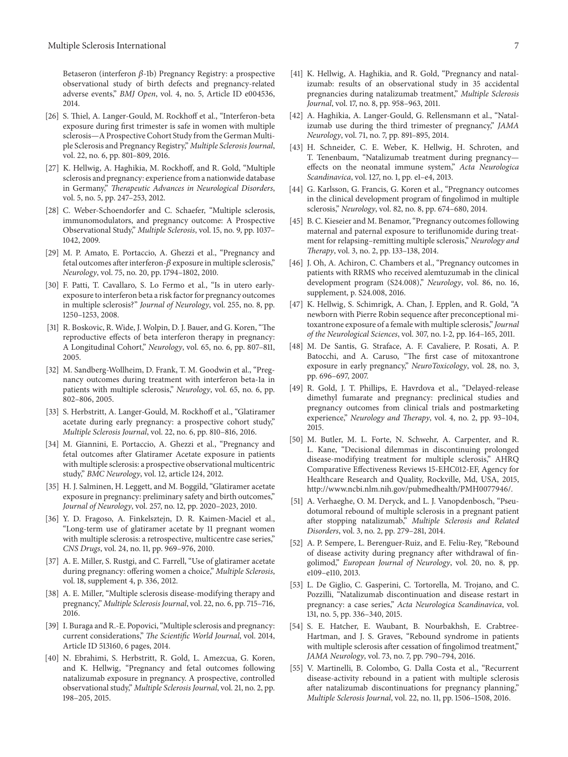Betaseron (interferon $\beta$-1b) Pregnancy Registry: a prospective observational study of birth defects and pregnancy-related adverse events," *BMJ Open*, vol. 4, no. 5, Article ID e004536, 2014.

[26] S. Thiel, A. Langer-Gould, M. Rockhoff et al., "Interferon-beta exposure during first trimester is safe in women with multiple sclerosis—A Prospective Cohort Study from the German Multiple Sclerosis and Pregnancy Registry," *Multiple Sclerosis Journal*, vol. 22, no. 6, pp. 801–809, 2016.

[27] K. Hellwig, A. Haghikia, M. Rockhoff, and R. Gold, "Multiple sclerosis and pregnancy: experience from a nationwide database in Germany," *Therapeutic Advances in Neurological Disorders*, vol. 5, no. 5, pp. 247–253, 2012.

[28] C. Weber-Schoendorfer and C. Schaefer, "Multiple sclerosis, immunomodulators, and pregnancy outcome: A Prospective Observational Study," *Multiple Sclerosis*, vol. 15, no. 9, pp. 1037–1042, 2009.

[29] M. P. Amato, E. Portaccio, A. Ghezzi et al., "Pregnancy and fetal outcomes after interferon-$\beta$ exposure in multiple sclerosis," *Neurology*, vol. 75, no. 20, pp. 1794–1802, 2010.

[30] F. Patti, T. Cavallaro, S. Lo Fermo et al., "Is in utero early-exposure to interferon beta a risk factor for pregnancy outcomes in multiple sclerosis?" *Journal of Neurology*, vol. 255, no. 8, pp. 1250–1253, 2008.

[31] R. Boskovic, R. Wide, J. Wolpin, D. J. Bauer, and G. Koren, "The reproductive effects of beta interferon therapy in pregnancy: A Longitudinal Cohort," *Neurology*, vol. 65, no. 6, pp. 807–811, 2005.

[32] M. Sandberg-Wollheim, D. Frank, T. M. Goodwin et al., "Pregnancy outcomes during treatment with interferon beta-1a in patients with multiple sclerosis," *Neurology*, vol. 65, no. 6, pp. 802–806, 2005.

[33] S. Herbstritt, A. Langer-Gould, M. Rockhoff et al., "Glatiramer acetate during early pregnancy: a prospective cohort study," *Multiple Sclerosis Journal*, vol. 22, no. 6, pp. 810–816, 2016.

[34] M. Giannini, E. Portaccio, A. Ghezzi et al., "Pregnancy and fetal outcomes after Glatiramer Acetate exposure in patients with multiple sclerosis: a prospective observational multicentric study," *BMC Neurology*, vol. 12, article 124, 2012.

[35] H. J. Salminen, H. Leggett, and M. Boggild, "Glatiramer acetate exposure in pregnancy: preliminary safety and birth outcomes," *Journal of Neurology*, vol. 257, no. 12, pp. 2020–2023, 2010.

[36] Y. D. Fragoso, A. Finkelsztejn, D. R. Kaimen-Maciel et al., "Long-term use of glatiramer acetate by 11 pregnant women with multiple sclerosis: a retrospective, multicentre case series," *CNS Drugs*, vol. 24, no. 11, pp. 969–976, 2010.

[37] A. E. Miller, S. Rustgi, and C. Farrell, "Use of glatiramer acetate during pregnancy: offering women a choice," *Multiple Sclerosis*, vol. 18, supplement 4, p. 336, 2012.

[38] A. E. Miller, "Multiple sclerosis disease-modifying therapy and pregnancy," *Multiple Sclerosis Journal*, vol. 22, no. 6, pp. 715–716, 2016.

[39] I. Buraga and R.-E. Popovici, "Multiple sclerosis and pregnancy: current considerations," *The Scientific World Journal*, vol. 2014, Article ID 513160, 6 pages, 2014.

[40] N. Ebrahimi, S. Herbstritt, R. Gold, L. Amezcua, G. Koren, and K. Hellwig, "Pregnancy and fetal outcomes following natalizumab exposure in pregnancy. A prospective, controlled observational study," *Multiple Sclerosis Journal*, vol. 21, no. 2, pp. 198–205, 2015.

[41] K. Hellwig, A. Haghikia, and R. Gold, "Pregnancy and natalizumab: results of an observational study in 35 accidental pregnancies during natalizumab treatment," *Multiple Sclerosis Journal*, vol. 17, no. 8, pp. 958–963, 2011.

[42] A. Haghikia, A. Langer-Gould, G. Rellensmann et al., "Natalizumab use during the third trimester of pregnancy," *JAMA Neurology*, vol. 71, no. 7, pp. 891–895, 2014.

[43] H. Schneider, C. E. Weber, K. Hellwig, H. Schroten, and T. Tenenbaum, "Natalizumab treatment during pregnancy—effects on the neonatal immune system," *Acta Neurologica Scandinavica*, vol. 127, no. 1, pp. e1–e4, 2013.

[44] G. Karlsson, G. Francis, G. Koren et al., "Pregnancy outcomes in the clinical development program of fingolimod in multiple sclerosis," *Neurology*, vol. 82, no. 8, pp. 674–680, 2014.

[45] B. C. Kieseier and M. Benamor, "Pregnancy outcomes following maternal and paternal exposure to teriflunomide during treatment for relapsing–remitting multiple sclerosis," *Neurology and Therapy*, vol. 3, no. 2, pp. 133–138, 2014.

[46] J. Oh, A. Achiron, C. Chambers et al., "Pregnancy outcomes in patients with RRMS who received alemtuzumab in the clinical development program (S24.008)," *Neurology*, vol. 86, no. 16, supplement, p. S24.008, 2016.

[47] K. Hellwig, S. Schimrigk, A. Chan, J. Epplen, and R. Gold, "A newborn with Pierre Robin sequence after preconceptional mitoxantrone exposure of a female with multiple sclerosis," *Journal of the Neurological Sciences*, vol. 307, no. 1-2, pp. 164–165, 2011.

[48] M. De Santis, G. Straface, A. F. Cavaliere, P. Rosati, A. P. Batocchi, and A. Caruso, "The first case of mitoxantrone exposure in early pregnancy," *NeuroToxicology*, vol. 28, no. 3, pp. 696–697, 2007.

[49] R. Gold, J. T. Phillips, E. Havrdova et al., "Delayed-release dimethyl fumarate and pregnancy: preclinical studies and pregnancy outcomes from clinical trials and postmarketing experience," *Neurology and Therapy*, vol. 4, no. 2, pp. 93–104, 2015.

[50] M. Butler, M. L. Forte, N. Schwehr, A. Carpenter, and R. L. Kane, "Decisional dilemmas in discontinuing prolonged disease-modifying treatment for multiple sclerosis," AHRQ Comparative Effectiveness Reviews 15-EHC012-EF, Agency for Healthcare Research and Quality, Rockville, Md, USA, 2015, http://www.ncbi.nlm.nih.gov/pubmedhealth/PMH0077946/.

[51] A. Verhaeghe, O. M. Deryck, and L. J. Vanopdenbosch, "Pseudotumoral rebound of multiple sclerosis in a pregnant patient after stopping natalizumab," *Multiple Sclerosis and Related Disorders*, vol. 3, no. 2, pp. 279–281, 2014.

[52] A. P. Sempere, L. Berenguer-Ruiz, and E. Feliu-Rey, "Rebound of disease activity during pregnancy after withdrawal of fingolimod," *European Journal of Neurology*, vol. 20, no. 8, pp. e109–e110, 2013.

[53] L. De Giglio, C. Gasperini, C. Tortorella, M. Trojano, and C. Pozzilli, "Natalizumab discontinuation and disease restart in pregnancy: a case series," *Acta Neurologica Scandinavica*, vol. 131, no. 5, pp. 336–340, 2015.

[54] S. E. Hatcher, E. Waubant, B. Nourbakhsh, E. Crabtree-Hartman, and J. S. Graves, "Rebound syndrome in patients with multiple sclerosis after cessation of fingolimod treatment," *JAMA Neurology*, vol. 73, no. 7, pp. 790–794, 2016.

[55] V. Martinelli, B. Colombo, G. Dalla Costa et al., "Recurrent disease-activity rebound in a patient with multiple sclerosis after natalizumab discontinuations for pregnancy planning," *Multiple Sclerosis Journal*, vol. 22, no. 11, pp. 1506–1508, 2016.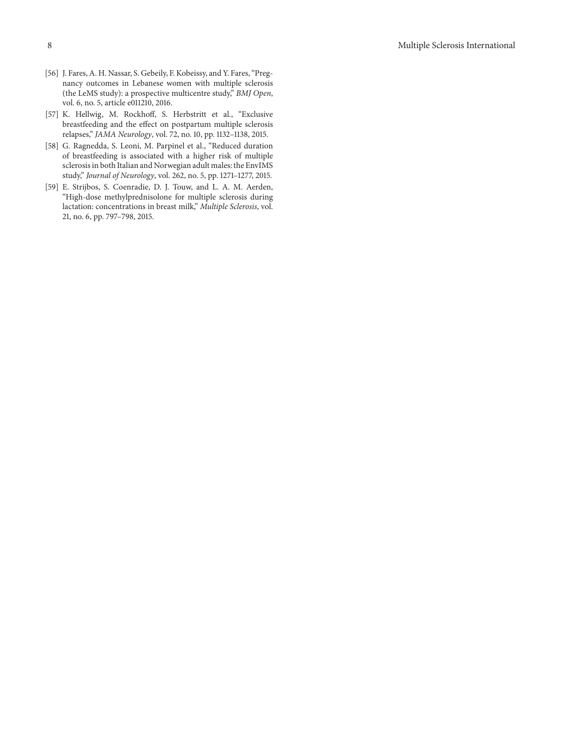[56] J. Fares, A. H. Nassar, S. Gebeily, F. Kobeissy, and Y. Fares, "Pregnancy outcomes in Lebanese women with multiple sclerosis (the LeMS study): a prospective multicentre study," *BMJ Open*, vol. 6, no. 5, article e011210, 2016.

[57] K. Hellwig, M. Rockhoff, S. Herbstritt et al., "Exclusive breastfeeding and the effect on postpartum multiple sclerosis relapses," *JAMA Neurology*, vol. 72, no. 10, pp. 1132–1138, 2015.

[58] G. Ragnedda, S. Leoni, M. Parpinel et al., "Reduced duration of breastfeeding is associated with a higher risk of multiple sclerosis in both Italian and Norwegian adult males: the EnvIMS study," *Journal of Neurology*, vol. 262, no. 5, pp. 1271–1277, 2015.

[59] E. Strijbos, S. Coenradie, D. J. Touw, and L. A. M. Aerden, "High-dose methylprednisolone for multiple sclerosis during lactation: concentrations in breast milk," *Multiple Sclerosis*, vol. 21, no. 6, pp. 797–798, 2015.